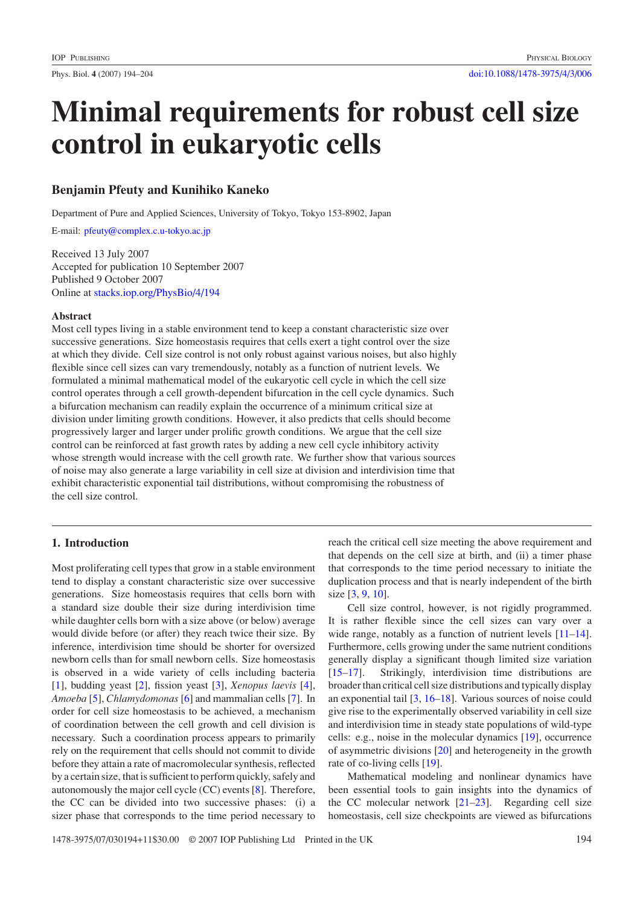# Minimal requirements for robust cell size control in eukaryotic cells

**Benjamin Pfeuty and Kunihiko Kaneko**

Department of Pure and Applied Sciences, University of Tokyo, Tokyo 153-8902, Japan

E-mail: pfeuty@complex.c.u-tokyo.ac.jp

Received 13 July 2007
Accepted for publication 10 September 2007
Published 9 October 2007
Online at stacks.iop.org/PhysBio/4/194

### Abstract

Most cell types living in a stable environment tend to keep a constant characteristic size over successive generations. Size homeostasis requires that cells exert a tight control over the size at which they divide. Cell size control is not only robust against various noises, but also highly flexible since cell sizes can vary tremendously, notably as a function of nutrient levels. We formulated a minimal mathematical model of the eukaryotic cell cycle in which the cell size control operates through a cell growth-dependent bifurcation in the cell cycle dynamics. Such a bifurcation mechanism can readily explain the occurrence of a minimum critical size at division under limiting growth conditions. However, it also predicts that cells should become progressively larger and larger under prolific growth conditions. We argue that the cell size control can be reinforced at fast growth rates by adding a new cell cycle inhibitory activity whose strength would increase with the cell growth rate. We further show that various sources of noise may also generate a large variability in cell size at division and interdivision time that exhibit characteristic exponential tail distributions, without compromising the robustness of the cell size control.

## 1. Introduction

Most proliferating cell types that grow in a stable environment tend to display a constant characteristic size over successive generations. Size homeostasis requires that cells with a standard size double their size during interdivision time while daughter cells born with a size above (or below) average would divide before (or after) they reach twice their size. By inference, interdivision time should be shorter for oversized newborn cells than for small newborn cells. Size homeostasis is observed in a wide variety of cells including bacteria [1], budding yeast [2], fission yeast [3], *Xenopus laevis* [4], *Amoeba* [5], *Chlamydomonas* [6] and mammalian cells [7]. In order for cell size homeostasis to be achieved, a mechanism of coordination between the cell growth and cell division is necessary. Such a coordination process appears to primarily rely on the requirement that cells should not commit to divide before they attain a rate of macromolecular synthesis, reflected by a certain size, that is sufficient to perform quickly, safely and autonomously the major cell cycle (CC) events [8]. Therefore, the CC can be divided into two successive phases: (i) a sizer phase that corresponds to the time period necessary to reach the critical cell size meeting the above requirement and that depends on the cell size at birth, and (ii) a timer phase that corresponds to the time period necessary to initiate the duplication process and that is nearly independent of the birth size [3, 9, 10].

Cell size control, however, is not rigidly programmed. It is rather flexible since the cell sizes can vary over a wide range, notably as a function of nutrient levels [11–14]. Furthermore, cells growing under the same nutrient conditions generally display a significant though limited size variation [15–17]. Strikingly, interdivision time distributions are broader than critical cell size distributions and typically display an exponential tail [3, 16–18]. Various sources of noise could give rise to the experimentally observed variability in cell size and interdivision time in steady state populations of wild-type cells: e.g., noise in the molecular dynamics [19], occurrence of asymmetric divisions [20] and heterogeneity in the growth rate of co-living cells [19].

Mathematical modeling and nonlinear dynamics have been essential tools to gain insights into the dynamics of the CC molecular network [21–23]. Regarding cell size homeostasis, cell size checkpoints are viewed as bifurcations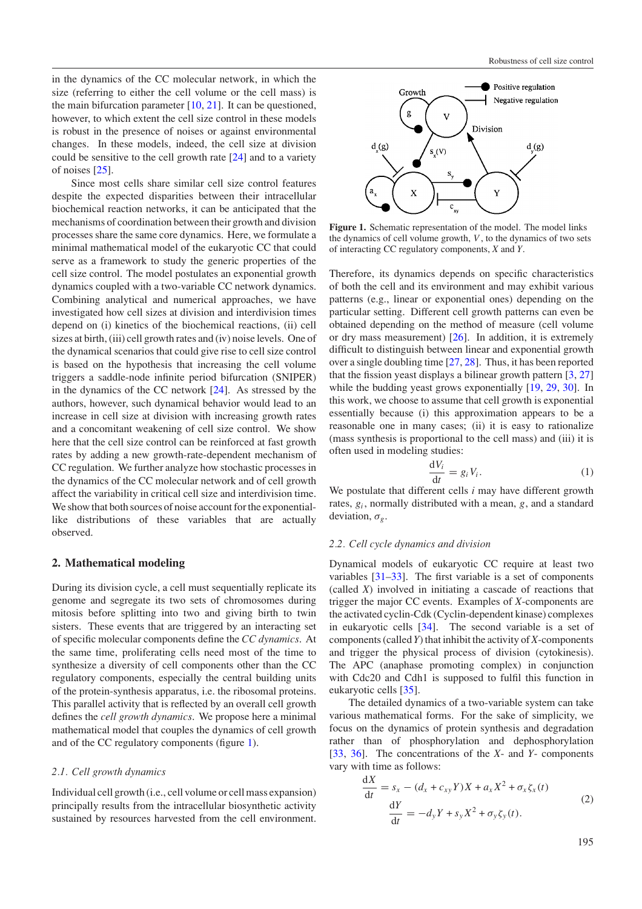in the dynamics of the CC molecular network, in which the size (referring to either the cell volume or the cell mass) is the main bifurcation parameter [10, 21]. It can be questioned, however, to which extent the cell size control in these models is robust in the presence of noises or against environmental changes. In these models, indeed, the cell size at division could be sensitive to the cell growth rate [24] and to a variety of noises [25].

Since most cells share similar cell size control features despite the expected disparities between their intracellular biochemical reaction networks, it can be anticipated that the mechanisms of coordination between their growth and division processes share the same core dynamics. Here, we formulate a minimal mathematical model of the eukaryotic CC that could serve as a framework to study the generic properties of the cell size control. The model postulates an exponential growth dynamics coupled with a two-variable CC network dynamics. Combining analytical and numerical approaches, we have investigated how cell sizes at division and interdivision times depend on (i) kinetics of the biochemical reactions, (ii) cell sizes at birth, (iii) cell growth rates and (iv) noise levels. One of the dynamical scenarios that could give rise to cell size control is based on the hypothesis that increasing the cell volume triggers a saddle-node infinite period bifurcation (SNIPER) in the dynamics of the CC network [24]. As stressed by the authors, however, such dynamical behavior would lead to an increase in cell size at division with increasing growth rates and a concomitant weakening of cell size control. We show here that the cell size control can be reinforced at fast growth rates by adding a new growth-rate-dependent mechanism of CC regulation. We further analyze how stochastic processes in the dynamics of the CC molecular network and of cell growth affect the variability in critical cell size and interdivision time. We show that both sources of noise account for the exponential-like distributions of these variables that are actually observed.

## 2. Mathematical modeling

During its division cycle, a cell must sequentially replicate its genome and segregate its two sets of chromosomes during mitosis before splitting into two and giving birth to twin sisters. These events that are triggered by an interacting set of specific molecular components define the *CC dynamics*. At the same time, proliferating cells need most of the time to synthesize a diversity of cell components other than the CC regulatory components, especially the central building units of the protein-synthesis apparatus, i.e. the ribosomal proteins. This parallel activity that is reflected by an overall cell growth defines the *cell growth dynamics*. We propose here a minimal mathematical model that couples the dynamics of cell growth and of the CC regulatory components (figure 1).

### 2.1. Cell growth dynamics

Individual cell growth (i.e., cell volume or cell mass expansion) principally results from the intracellular biosynthetic activity sustained by resources harvested from the cell environment.

**Figure 1.** Schematic representation of the model. The model links the dynamics of cell volume growth, $V$, to the dynamics of two sets of interacting CC regulatory components, $X$ and $Y$.

Therefore, its dynamics depends on specific characteristics of both the cell and its environment and may exhibit various patterns (e.g., linear or exponential ones) depending on the particular setting. Different cell growth patterns can even be obtained depending on the method of measure (cell volume or dry mass measurement) [26]. In addition, it is extremely difficult to distinguish between linear and exponential growth over a single doubling time [27, 28]. Thus, it has been reported that the fission yeast displays a bilinear growth pattern [3, 27] while the budding yeast grows exponentially [19, 29, 30]. In this work, we choose to assume that cell growth is exponential essentially because (i) this approximation appears to be a reasonable one in many cases; (ii) it is easy to rationalize (mass synthesis is proportional to the cell mass) and (iii) it is often used in modeling studies:

$$\frac{\mathrm{d}V_i}{\mathrm{d}t} = g_i V_i. \tag{1}$$

We postulate that different cells $i$ may have different growth rates, $g_i$, normally distributed with a mean, $g$, and a standard deviation, $\sigma_g$.

### 2.2. Cell cycle dynamics and division

Dynamical models of eukaryotic CC require at least two variables [31–33]. The first variable is a set of components (called $X$) involved in initiating a cascade of reactions that trigger the major CC events. Examples of $X$-components are the activated cyclin-Cdk (Cyclin-dependent kinase) complexes in eukaryotic cells [34]. The second variable is a set of components (called $Y$) that inhibit the activity of $X$-components and trigger the physical process of division (cytokinesis). The APC (anaphase promoting complex) in conjunction with Cdc20 and Cdh1 is supposed to fulfil this function in eukaryotic cells [35].

The detailed dynamics of a two-variable system can take various mathematical forms. For the sake of simplicity, we focus on the dynamics of protein synthesis and degradation rather than of phosphorylation and dephosphorylation [33, 36]. The concentrations of the $X$- and $Y$- components vary with time as follows:

$$\begin{aligned} \frac{\mathrm{d}X}{\mathrm{d}t} &= s_x - (d_x + c_{xy}Y)X + a_x X^2 + \sigma_x \zeta_x(t) \\ \frac{\mathrm{d}Y}{\mathrm{d}t} &= -d_y Y + s_y X^2 + \sigma_y \zeta_y(t). \end{aligned} \tag{2}$$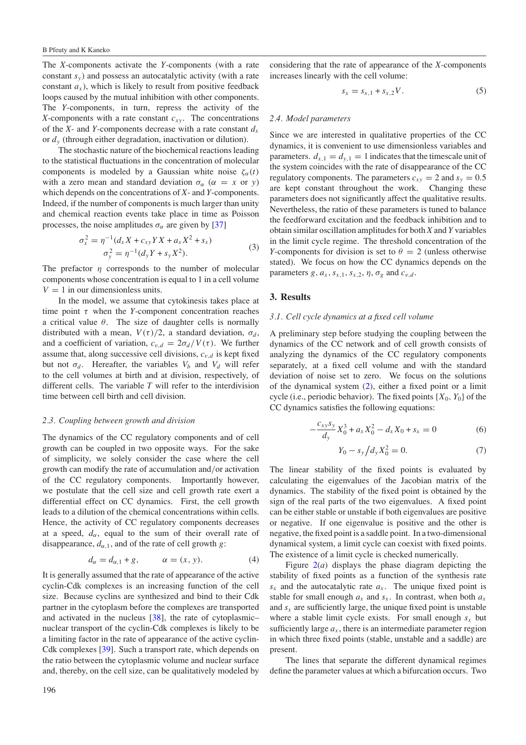The $X$-components activate the $Y$-components (with a rate constant $s_y$) and possess an autocatalytic activity (with a rate constant $a_x$), which is likely to result from positive feedback loops caused by the mutual inhibition with other components. The $Y$-components, in turn, repress the activity of the $X$-components with a rate constant $c_{xy}$. The concentrations of the $X$- and $Y$-components decrease with a rate constant $d_x$ or $d_y$ (through either degradation, inactivation or dilution).

The stochastic nature of the biochemical reactions leading to the statistical fluctuations in the concentration of molecular components is modeled by a Gaussian white noise $\zeta_\alpha(t)$ with a zero mean and standard deviation $\sigma_\alpha$ ($\alpha = x$ or $y$) which depends on the concentrations of $X$- and $Y$-components. Indeed, if the number of components is much larger than unity and chemical reaction events take place in time as Poisson processes, the noise amplitudes $\sigma_\alpha$ are given by [37]

$$\begin{aligned} \sigma_x^2 &= \eta^{-1}(d_x X + c_{xy} Y X + a_x X^2 + s_x) \\ \sigma_y^2 &= \eta^{-1}(d_y Y + s_y X^2). \end{aligned} \tag{3}$$

The prefactor $\eta$ corresponds to the number of molecular components whose concentration is equal to 1 in a cell volume $V = 1$ in our dimensionless units.

In the model, we assume that cytokinesis takes place at time point $\tau$ when the $Y$-component concentration reaches a critical value $\theta$. The size of daughter cells is normally distributed with a mean, $V(\tau)/2$, a standard deviation, $\sigma_d$, and a coefficient of variation, $c_{v,d} = 2\sigma_d/V(\tau)$. We further assume that, along successive cell divisions, $c_{v,d}$ is kept fixed but not $\sigma_d$. Hereafter, the variables $V_b$ and $V_d$ will refer to the cell volumes at birth and at division, respectively, of different cells. The variable $T$ will refer to the interdivision time between cell birth and cell division.

### *2.3. Coupling between growth and division*

The dynamics of the CC regulatory components and of cell growth can be coupled in two opposite ways. For the sake of simplicity, we solely consider the case where the cell growth can modify the rate of accumulation and/or activation of the CC regulatory components. Importantly however, we postulate that the cell size and cell growth rate exert a differential effect on CC dynamics. First, the cell growth leads to a dilution of the chemical concentrations within cells. Hence, the activity of CC regulatory components decreases at a speed, $d_\alpha$, equal to the sum of their overall rate of disappearance, $d_{\alpha,1}$, and of the rate of cell growth $g$:

$$d_\alpha = d_{\alpha,1} + g, \qquad \alpha = (x, y). \tag{4}$$

It is generally assumed that the rate of appearance of the active cyclin-Cdk complexes is an increasing function of the cell size. Because cyclins are synthesized and bind to their Cdk partner in the cytoplasm before the complexes are transported and activated in the nucleus [38], the rate of cytoplasmic–nuclear transport of the cyclin-Cdk complexes is likely to be a limiting factor in the rate of appearance of the active cyclin-Cdk complexes [39]. Such a transport rate, which depends on the ratio between the cytoplasmic volume and nuclear surface and, thereby, on the cell size, can be qualitatively modeled by considering that the rate of appearance of the $X$-components increases linearly with the cell volume:

$$s_x = s_{x,1} + s_{x,2} V. \tag{5}$$

### *2.4. Model parameters*

Since we are interested in qualitative properties of the CC dynamics, it is convenient to use dimensionless variables and parameters. $d_{x,1} = d_{y,1} = 1$ indicates that the timescale unit of the system coincides with the rate of disappearance of the CC regulatory components. The parameters $c_{xy} = 2$ and $s_y = 0.5$ are kept constant throughout the work. Changing these parameters does not significantly affect the qualitative results. Nevertheless, the ratio of these parameters is tuned to balance the feedforward excitation and the feedback inhibition and to obtain similar oscillation amplitudes for both $X$ and $Y$ variables in the limit cycle regime. The threshold concentration of the $Y$-components for division is set to $\theta = 2$ (unless otherwise stated). We focus on how the CC dynamics depends on the parameters $g$, $a_x$, $s_{x,1}$, $s_{x,2}$, $\eta$, $\sigma_g$ and $c_{v,d}$.

## 3. Results

### *3.1. Cell cycle dynamics at a fixed cell volume*

A preliminary step before studying the coupling between the dynamics of the CC network and of cell growth consists of analyzing the dynamics of the CC regulatory components separately, at a fixed cell volume and with the standard deviation of noise set to zero. We focus on the solutions of the dynamical system (2), either a fixed point or a limit cycle (i.e., periodic behavior). The fixed points $\{X_0, Y_0\}$ of the CC dynamics satisfies the following equations:

$$-\frac{c_{xy} s_y}{d_y} X_0^3 + a_x X_0^2 - d_x X_0 + s_x = 0 \tag{6}$$

$$Y_0 - s_y / d_y X_0^2 = 0. \tag{7}$$

The linear stability of the fixed points is evaluated by calculating the eigenvalues of the Jacobian matrix of the dynamics. The stability of the fixed point is obtained by the sign of the real parts of the two eigenvalues. A fixed point can be either stable or unstable if both eigenvalues are positive or negative. If one eigenvalue is positive and the other is negative, the fixed point is a saddle point. In a two-dimensional dynamical system, a limit cycle can coexist with fixed points. The existence of a limit cycle is checked numerically.

Figure 2(*a*) displays the phase diagram depicting the stability of fixed points as a function of the synthesis rate $s_x$ and the autocatalytic rate $a_x$. The unique fixed point is stable for small enough $a_x$ and $s_x$. In contrast, when both $a_x$ and $s_x$ are sufficiently large, the unique fixed point is unstable where a stable limit cycle exists. For small enough $s_x$ but sufficiently large $a_x$, there is an intermediate parameter region in which three fixed points (stable, unstable and a saddle) are present.

The lines that separate the different dynamical regimes define the parameter values at which a bifurcation occurs. Two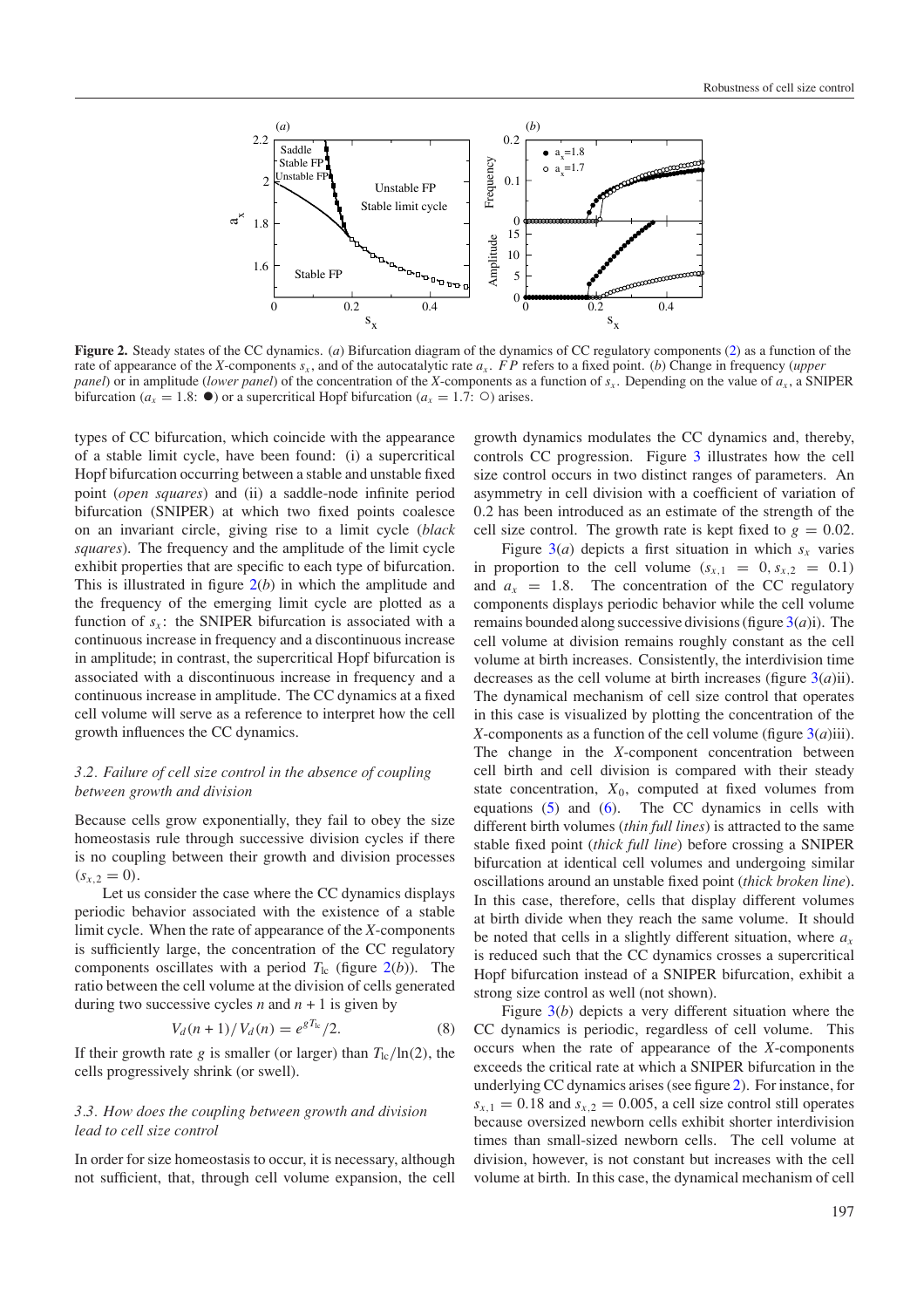**Figure 2.** Steady states of the CC dynamics. (*a*) Bifurcation diagram of the dynamics of CC regulatory components (2) as a function of the rate of appearance of the *X*-components $s_x$, and of the autocatalytic rate $a_x$. *FP* refers to a fixed point. (*b*) Change in frequency (*upper panel*) or in amplitude (*lower panel*) of the concentration of the *X*-components as a function of $s_x$. Depending on the value of $a_x$, a SNIPER bifurcation ($a_x = 1.8$: ●) or a supercritical Hopf bifurcation ($a_x = 1.7$: ○) arises.

types of CC bifurcation, which coincide with the appearance of a stable limit cycle, have been found: (i) a supercritical Hopf bifurcation occurring between a stable and unstable fixed point (*open squares*) and (ii) a saddle-node infinite period bifurcation (SNIPER) at which two fixed points coalesce on an invariant circle, giving rise to a limit cycle (*black squares*). The frequency and the amplitude of the limit cycle exhibit properties that are specific to each type of bifurcation. This is illustrated in figure 2(*b*) in which the amplitude and the frequency of the emerging limit cycle are plotted as a function of $s_x$: the SNIPER bifurcation is associated with a continuous increase in frequency and a discontinuous increase in amplitude; in contrast, the supercritical Hopf bifurcation is associated with a discontinuous increase in frequency and a continuous increase in amplitude. The CC dynamics at a fixed cell volume will serve as a reference to interpret how the cell growth influences the CC dynamics.

### 3.2. Failure of cell size control in the absence of coupling between growth and division

Because cells grow exponentially, they fail to obey the size homeostasis rule through successive division cycles if there is no coupling between their growth and division processes ($s_{x,2} = 0$).

Let us consider the case where the CC dynamics displays periodic behavior associated with the existence of a stable limit cycle. When the rate of appearance of the *X*-components is sufficiently large, the concentration of the CC regulatory components oscillates with a period $T_{\mathrm{lc}}$ (figure 2(*b*)). The ratio between the cell volume at the division of cells generated during two successive cycles $n$ and $n+1$ is given by

$$V_d(n+1)/V_d(n) = e^{gT_{\mathrm{lc}}}/2. \tag{8}$$

If their growth rate $g$ is smaller (or larger) than $T_{\mathrm{lc}}/\ln(2)$, the cells progressively shrink (or swell).

### 3.3. How does the coupling between growth and division lead to cell size control

In order for size homeostasis to occur, it is necessary, although not sufficient, that, through cell volume expansion, the cell growth dynamics modulates the CC dynamics and, thereby, controls CC progression. Figure 3 illustrates how the cell size control occurs in two distinct ranges of parameters. An asymmetry in cell division with a coefficient of variation of 0.2 has been introduced as an estimate of the strength of the cell size control. The growth rate is kept fixed to $g = 0.02$.

Figure 3(*a*) depicts a first situation in which $s_x$ varies in proportion to the cell volume ($s_{x,1} = 0, s_{x,2} = 0.1$) and $a_x = 1.8$. The concentration of the CC regulatory components displays periodic behavior while the cell volume remains bounded along successive divisions (figure 3(*a*)i). The cell volume at division remains roughly constant as the cell volume at birth increases. Consistently, the interdivision time decreases as the cell volume at birth increases (figure 3(*a*)ii). The dynamical mechanism of cell size control that operates in this case is visualized by plotting the concentration of the *X*-components as a function of the cell volume (figure 3(*a*)iii). The change in the *X*-component concentration between cell birth and cell division is compared with their steady state concentration, $X_0$, computed at fixed volumes from equations (5) and (6). The CC dynamics in cells with different birth volumes (*thin full lines*) is attracted to the same stable fixed point (*thick full line*) before crossing a SNIPER bifurcation at identical cell volumes and undergoing similar oscillations around an unstable fixed point (*thick broken line*). In this case, therefore, cells that display different volumes at birth divide when they reach the same volume. It should be noted that cells in a slightly different situation, where $a_x$ is reduced such that the CC dynamics crosses a supercritical Hopf bifurcation instead of a SNIPER bifurcation, exhibit a strong size control as well (not shown).

Figure 3(*b*) depicts a very different situation where the CC dynamics is periodic, regardless of cell volume. This occurs when the rate of appearance of the *X*-components exceeds the critical rate at which a SNIPER bifurcation in the underlying CC dynamics arises (see figure 2). For instance, for $s_{x,1} = 0.18$ and $s_{x,2} = 0.005$, a cell size control still operates because oversized newborn cells exhibit shorter interdivision times than small-sized newborn cells. The cell volume at division, however, is not constant but increases with the cell volume at birth. In this case, the dynamical mechanism of cell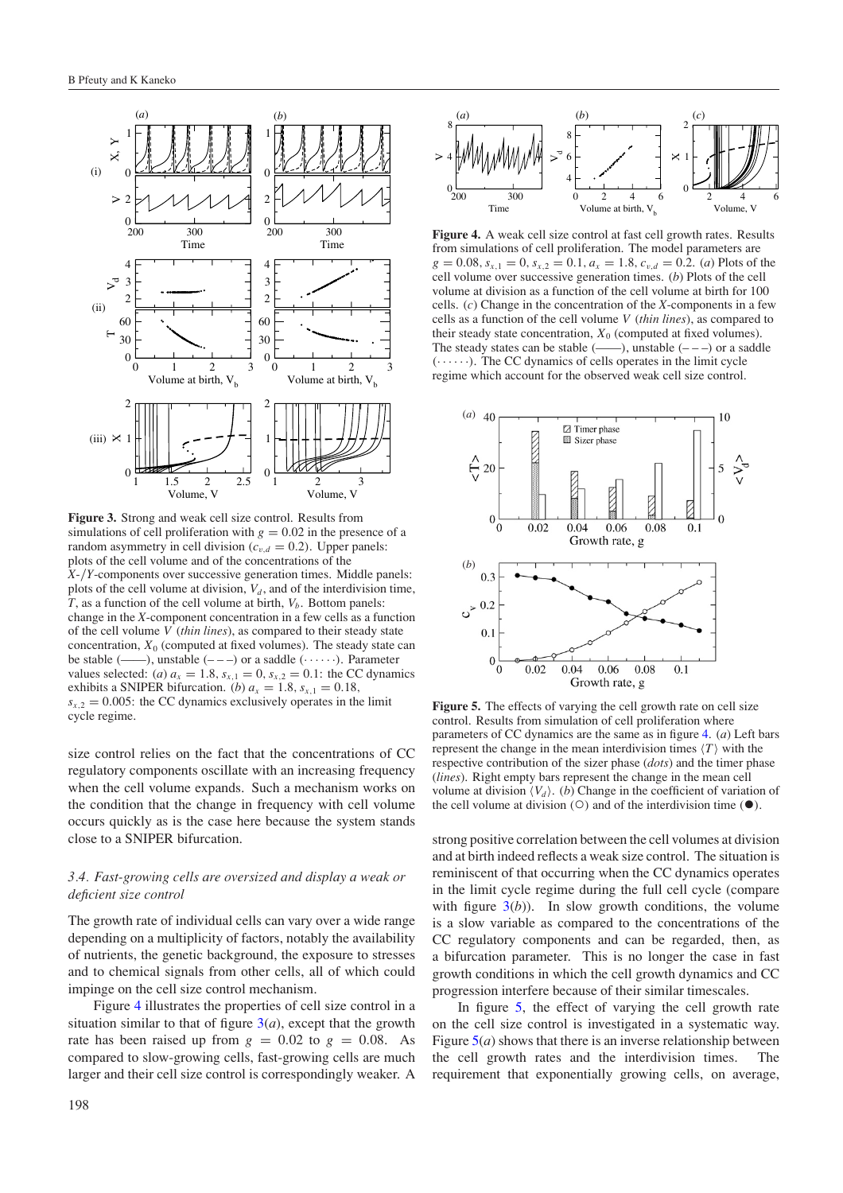**Figure 3.** Strong and weak cell size control. Results from simulations of cell proliferation with $g = 0.02$ in the presence of a random asymmetry in cell division ($c_{v,d} = 0.2$). Upper panels: plots of the cell volume and of the concentrations of the $X$-/$Y$-components over successive generation times. Middle panels: plots of the cell volume at division, $V_d$, and of the interdivision time, $T$, as a function of the cell volume at birth, $V_b$. Bottom panels: change in the $X$-component concentration in a few cells as a function of the cell volume $V$ (*thin lines*), as compared to their steady state concentration, $X_0$ (computed at fixed volumes). The steady state can be stable (——), unstable (– – –) or a saddle (······). Parameter values selected: (*a*) $a_x = 1.8$, $s_{x,1} = 0$, $s_{x,2} = 0.1$: the CC dynamics exhibits a SNIPER bifurcation. (*b*) $a_x = 1.8$, $s_{x,1} = 0.18$, $s_{x,2} = 0.005$: the CC dynamics exclusively operates in the limit cycle regime.

size control relies on the fact that the concentrations of CC regulatory components oscillate with an increasing frequency when the cell volume expands. Such a mechanism works on the condition that the change in frequency with cell volume occurs quickly as is the case here because the system stands close to a SNIPER bifurcation.

### 3.4. Fast-growing cells are oversized and display a weak or deficient size control

The growth rate of individual cells can vary over a wide range depending on a multiplicity of factors, notably the availability of nutrients, the genetic background, the exposure to stresses and to chemical signals from other cells, all of which could impinge on the cell size control mechanism.

Figure 4 illustrates the properties of cell size control in a situation similar to that of figure 3(*a*), except that the growth rate has been raised up from $g = 0.02$ to $g = 0.08$. As compared to slow-growing cells, fast-growing cells are much larger and their cell size control is correspondingly weaker. A strong positive correlation between the cell volumes at division and at birth indeed reflects a weak size control. The situation is reminiscent of that occurring when the CC dynamics operates in the limit cycle regime during the full cell cycle (compare with figure 3(*b*)). In slow growth conditions, the volume is a slow variable as compared to the concentrations of the CC regulatory components and can be regarded, then, as a bifurcation parameter. This is no longer the case in fast growth conditions in which the cell growth dynamics and CC progression interfere because of their similar timescales.

In figure 5, the effect of varying the cell growth rate on the cell size control is investigated in a systematic way. Figure 5(*a*) shows that there is an inverse relationship between the cell growth rates and the interdivision times. The requirement that exponentially growing cells, on average,

**Figure 4.** A weak cell size control at fast cell growth rates. Results from simulations of cell proliferation. The model parameters are $g = 0.08$, $s_{x,1} = 0$, $s_{x,2} = 0.1$, $a_x = 1.8$, $c_{v,d} = 0.2$. (*a*) Plots of the cell volume over successive generation times. (*b*) Plots of the cell volume at division as a function of the cell volume at birth for 100 cells. (*c*) Change in the concentration of the $X$-components in a few cells as a function of the cell volume $V$ (*thin lines*), as compared to their steady state concentration, $X_0$ (computed at fixed volumes). The steady states can be stable (——), unstable (– – –) or a saddle (······). The CC dynamics of cells operates in the limit cycle regime which account for the observed weak cell size control.

**Figure 5.** The effects of varying the cell growth rate on cell size control. Results from simulation of cell proliferation where parameters of CC dynamics are the same as in figure 4. (*a*) Left bars represent the change in the mean interdivision times $\langle T \rangle$ with the respective contribution of the sizer phase (*dots*) and the timer phase (*lines*). Right empty bars represent the change in the mean cell volume at division $\langle V_d \rangle$. (*b*) Change in the coefficient of variation of the cell volume at division (○) and of the interdivision time (●).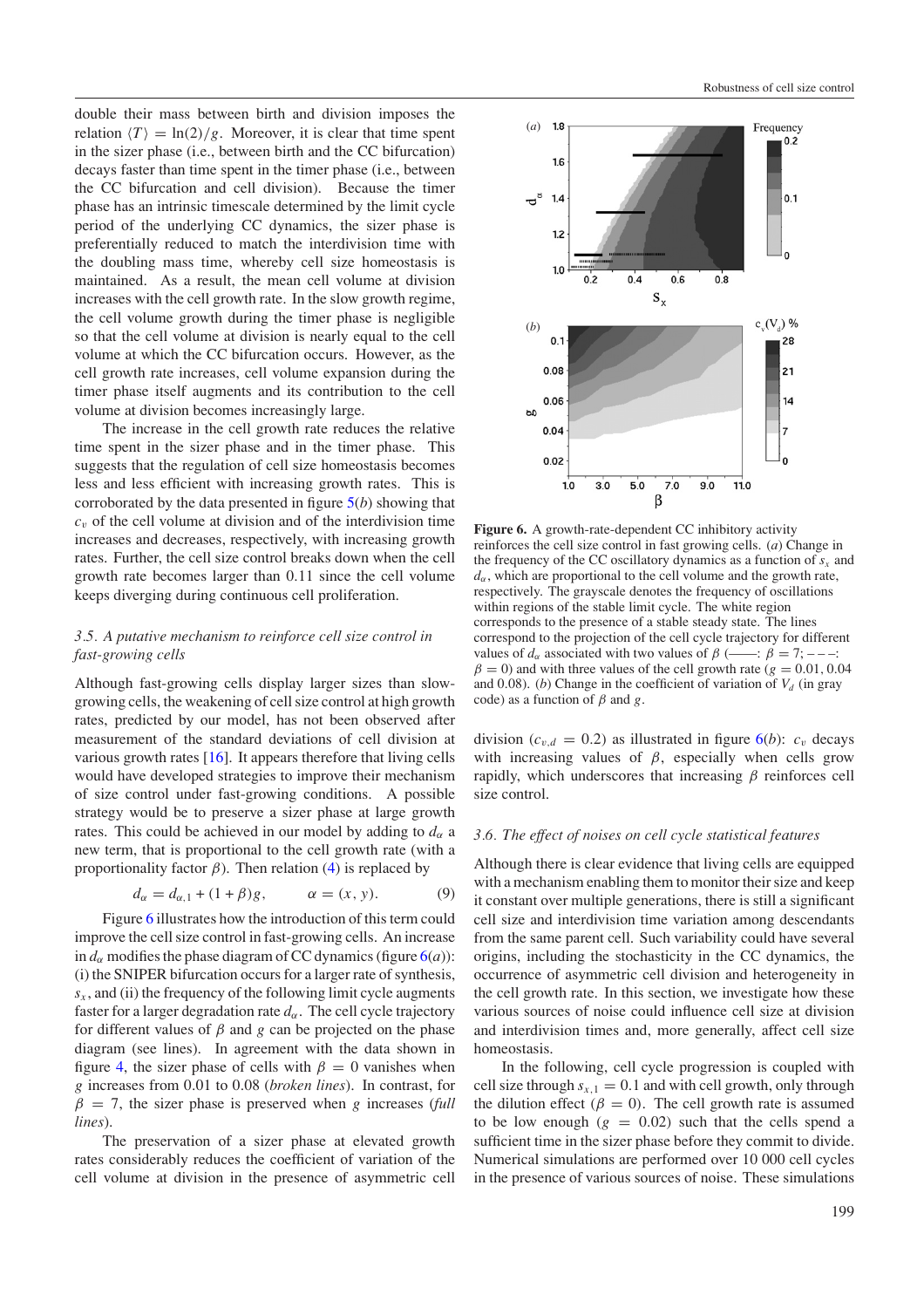double their mass between birth and division imposes the relation $\langle T \rangle = \ln(2)/g$. Moreover, it is clear that time spent in the sizer phase (i.e., between birth and the CC bifurcation) decays faster than time spent in the timer phase (i.e., between the CC bifurcation and cell division). Because the timer phase has an intrinsic timescale determined by the limit cycle period of the underlying CC dynamics, the sizer phase is preferentially reduced to match the interdivision time with the doubling mass time, whereby cell size homeostasis is maintained. As a result, the mean cell volume at division increases with the cell growth rate. In the slow growth regime, the cell volume growth during the timer phase is negligible so that the cell volume at division is nearly equal to the cell volume at which the CC bifurcation occurs. However, as the cell growth rate increases, cell volume expansion during the timer phase itself augments and its contribution to the cell volume at division becomes increasingly large.

The increase in the cell growth rate reduces the relative time spent in the sizer phase and in the timer phase. This suggests that the regulation of cell size homeostasis becomes less and less efficient with increasing growth rates. This is corroborated by the data presented in figure 5(*b*) showing that $c_v$ of the cell volume at division and of the interdivision time increases and decreases, respectively, with increasing growth rates. Further, the cell size control breaks down when the cell growth rate becomes larger than 0.11 since the cell volume keeps diverging during continuous cell proliferation.

### *3.5. A putative mechanism to reinforce cell size control in fast-growing cells*

Although fast-growing cells display larger sizes than slow-growing cells, the weakening of cell size control at high growth rates, predicted by our model, has not been observed after measurement of the standard deviations of cell division at various growth rates [16]. It appears therefore that living cells would have developed strategies to improve their mechanism of size control under fast-growing conditions. A possible strategy would be to preserve a sizer phase at large growth rates. This could be achieved in our model by adding to $d_\alpha$ a new term, that is proportional to the cell growth rate (with a proportionality factor $\beta$). Then relation (4) is replaced by

$$d_\alpha = d_{\alpha,1} + (1+\beta)g, \qquad \alpha = (x, y). \tag{9}$$

Figure 6 illustrates how the introduction of this term could improve the cell size control in fast-growing cells. An increase in $d_\alpha$ modifies the phase diagram of CC dynamics (figure 6(*a*)): (i) the SNIPER bifurcation occurs for a larger rate of synthesis, $s_x$, and (ii) the frequency of the following limit cycle augments faster for a larger degradation rate $d_\alpha$. The cell cycle trajectory for different values of $\beta$ and $g$ can be projected on the phase diagram (see lines). In agreement with the data shown in figure 4, the sizer phase of cells with $\beta = 0$ vanishes when $g$ increases from 0.01 to 0.08 (*broken lines*). In contrast, for $\beta = 7$, the sizer phase is preserved when $g$ increases (*full lines*).

The preservation of a sizer phase at elevated growth rates considerably reduces the coefficient of variation of the cell volume at division in the presence of asymmetric cell division ($c_{v,d} = 0.2$) as illustrated in figure 6(*b*): $c_v$ decays with increasing values of $\beta$, especially when cells grow rapidly, which underscores that increasing $\beta$ reinforces cell size control.

**Figure 6.** A growth-rate-dependent CC inhibitory activity reinforces the cell size control in fast growing cells. (*a*) Change in the frequency of the CC oscillatory dynamics as a function of $s_x$ and $d_\alpha$, which are proportional to the cell volume and the growth rate, respectively. The grayscale denotes the frequency of oscillations within regions of the stable limit cycle. The white region corresponds to the presence of a stable steady state. The lines correspond to the projection of the cell cycle trajectory for different values of $d_\alpha$ associated with two values of $\beta$ (——: $\beta = 7$; – – –: $\beta = 0$) and with three values of the cell growth rate ($g = 0.01, 0.04$ and 0.08). (*b*) Change in the coefficient of variation of $V_d$ (in gray code) as a function of $\beta$ and $g$.

### *3.6. The effect of noises on cell cycle statistical features*

Although there is clear evidence that living cells are equipped with a mechanism enabling them to monitor their size and keep it constant over multiple generations, there is still a significant cell size and interdivision time variation among descendants from the same parent cell. Such variability could have several origins, including the stochasticity in the CC dynamics, the occurrence of asymmetric cell division and heterogeneity in the cell growth rate. In this section, we investigate how these various sources of noise could influence cell size at division and interdivision times and, more generally, affect cell size homeostasis.

In the following, cell cycle progression is coupled with cell size through $s_{x,1} = 0.1$ and with cell growth, only through the dilution effect ($\beta = 0$). The cell growth rate is assumed to be low enough ($g = 0.02$) such that the cells spend a sufficient time in the sizer phase before they commit to divide. Numerical simulations are performed over 10 000 cell cycles in the presence of various sources of noise. These simulations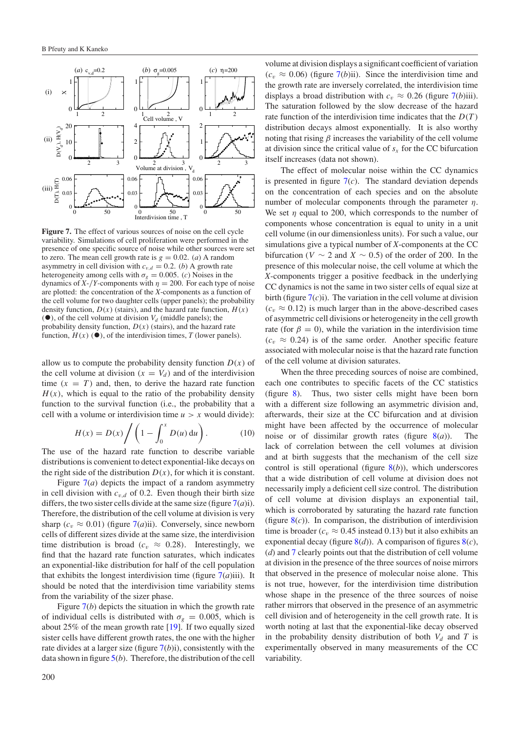**Figure 7.** The effect of various sources of noise on the cell cycle variability. Simulations of cell proliferation were performed in the presence of one specific source of noise while other sources were set to zero. The mean cell growth rate is $g = 0.02$. (*a*) A random asymmetry in cell division with $c_{v,d} = 0.2$. (*b*) A growth rate heterogeneity among cells with $\sigma_g = 0.005$. (*c*) Noises in the dynamics of $X$-/$Y$-components with $\eta = 200$. For each type of noise are plotted: the concentration of the $X$-components as a function of the cell volume for two daughter cells (upper panels); the probability density function, $D(x)$ (stairs), and the hazard rate function, $H(x)$ (●), of the cell volume at division $V_d$ (middle panels); the probability density function, $D(x)$ (stairs), and the hazard rate function, $H(x)$ (●), of the interdivision times, $T$ (lower panels).

allow us to compute the probability density function $D(x)$ of the cell volume at division ($x = V_d$) and of the interdivision time ($x = T$) and, then, to derive the hazard rate function $H(x)$, which is equal to the ratio of the probability density function to the survival function (i.e., the probability that a cell with a volume or interdivision time $u > x$ would divide):

$$H(x) = D(x) \Bigg/ \left(1 - \int_0^x D(u)\,\mathrm{d}u\right). \tag{10}$$

The use of the hazard rate function to describe variable distributions is convenient to detect exponential-like decays on the right side of the distribution $D(x)$, for which it is constant.

Figure 7(*a*) depicts the impact of a random asymmetry in cell division with $c_{v,d}$ of 0.2. Even though their birth size differs, the two sister cells divide at the same size (figure 7(*a*)i). Therefore, the distribution of the cell volume at division is very sharp ($c_v \approx 0.01$) (figure 7(*a*)ii). Conversely, since newborn cells of different sizes divide at the same size, the interdivision time distribution is broad ($c_v \approx 0.28$). Interestingly, we find that the hazard rate function saturates, which indicates an exponential-like distribution for half of the cell population that exhibits the longest interdivision time (figure 7(*a*)iii). It should be noted that the interdivision time variability stems from the variability of the sizer phase.

Figure 7(*b*) depicts the situation in which the growth rate of individual cells is distributed with $\sigma_g = 0.005$, which is about 25% of the mean growth rate [19]. If two equally sized sister cells have different growth rates, the one with the higher rate divides at a larger size (figure 7(*b*)i), consistently with the data shown in figure 5(*b*). Therefore, the distribution of the cell volume at division displays a significant coefficient of variation ($c_v \approx 0.06$) (figure 7(*b*)ii). Since the interdivision time and the growth rate are inversely correlated, the interdivision time displays a broad distribution with $c_v \approx 0.26$ (figure 7(*b*)iii). The saturation followed by the slow decrease of the hazard rate function of the interdivision time indicates that the $D(T)$ distribution decays almost exponentially. It is also worthy noting that rising $\beta$ increases the variability of the cell volume at division since the critical value of $s_x$ for the CC bifurcation itself increases (data not shown).

The effect of molecular noise within the CC dynamics is presented in figure 7(*c*). The standard deviation depends on the concentration of each species and on the absolute number of molecular components through the parameter $\eta$. We set $\eta$ equal to 200, which corresponds to the number of components whose concentration is equal to unity in a unit cell volume (in our dimensionless units). For such a value, our simulations give a typical number of $X$-components at the CC bifurcation ($V \sim 2$ and $X \sim 0.5$) of the order of 200. In the presence of this molecular noise, the cell volume at which the $X$-components trigger a positive feedback in the underlying CC dynamics is not the same in two sister cells of equal size at birth (figure 7(*c*)i). The variation in the cell volume at division ($c_v \approx 0.12$) is much larger than in the above-described cases of asymmetric cell divisions or heterogeneity in the cell growth rate (for $\beta = 0$), while the variation in the interdivision time ($c_v \approx 0.24$) is of the same order. Another specific feature associated with molecular noise is that the hazard rate function of the cell volume at division saturates.

When the three preceding sources of noise are combined, each one contributes to specific facets of the CC statistics (figure 8). Thus, two sister cells might have been born with a different size following an asymmetric division and, afterwards, their size at the CC bifurcation and at division might have been affected by the occurrence of molecular noise or of dissimilar growth rates (figure 8(*a*)). The lack of correlation between the cell volumes at division and at birth suggests that the mechanism of the cell size control is still operational (figure 8(*b*)), which underscores that a wide distribution of cell volume at division does not necessarily imply a deficient cell size control. The distribution of cell volume at division displays an exponential tail, which is corroborated by saturating the hazard rate function (figure 8(*c*)). In comparison, the distribution of interdivision time is broader ($c_v \approx 0.45$ instead 0.13) but it also exhibits an exponential decay (figure 8(*d*)). A comparison of figures 8(*c*), (*d*) and 7 clearly points out that the distribution of cell volume at division in the presence of the three sources of noise mirrors that observed in the presence of molecular noise alone. This is not true, however, for the interdivision time distribution whose shape in the presence of the three sources of noise rather mirrors that observed in the presence of an asymmetric cell division and of heterogeneity in the cell growth rate. It is worth noting at last that the exponential-like decay observed in the probability density distribution of both $V_d$ and $T$ is experimentally observed in many measurements of the CC variability.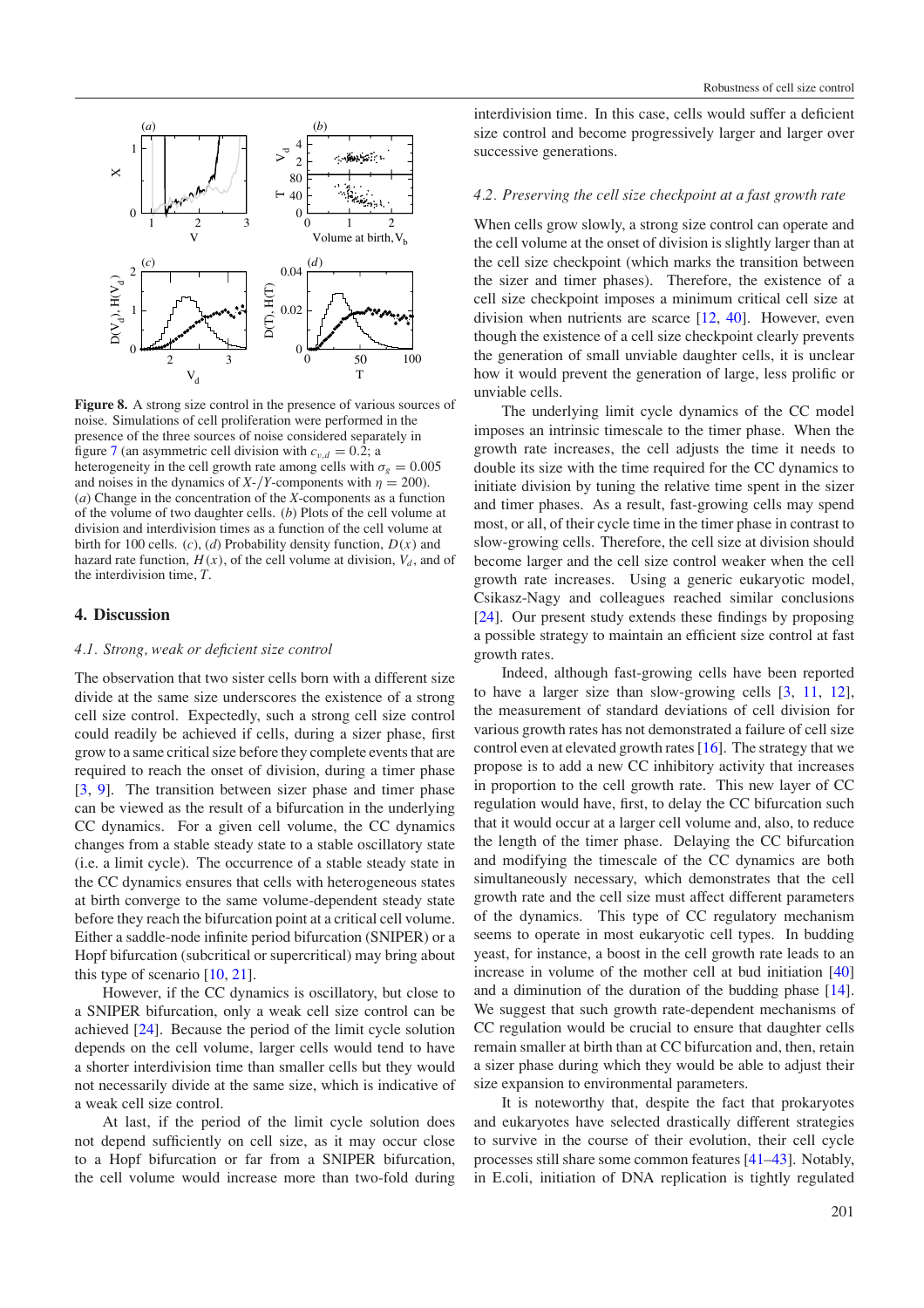(a)

X

1

0

1 2 3

V

(b)

$V_d$

4

2

T

80

40

0

0 1 2

Volume at birth, $V_b$

(c)

$D(V_d)$, $H(V_d)$

2

1

0

2 3

$V_d$

(d)

$D(T)$, $H(T)$

0.04

0.02

0

0 50 100

T

**Figure 8.** A strong size control in the presence of various sources of noise. Simulations of cell proliferation were performed in the presence of the three sources of noise considered separately in figure 7 (an asymmetric cell division with $c_{v,d} = 0.2$; a heterogeneity in the cell growth rate among cells with $\sigma_g = 0.005$ and noises in the dynamics of $X$-/$Y$-components with $\eta = 200$). (*a*) Change in the concentration of the $X$-components as a function of the volume of two daughter cells. (*b*) Plots of the cell volume at division and interdivision times as a function of the cell volume at birth for 100 cells. (*c*), (*d*) Probability density function, $D(x)$ and hazard rate function, $H(x)$, of the cell volume at division, $V_d$, and of the interdivision time, $T$.

## 4. Discussion

### *4.1. Strong, weak or deficient size control*

The observation that two sister cells born with a different size divide at the same size underscores the existence of a strong cell size control. Expectedly, such a strong cell size control could readily be achieved if cells, during a sizer phase, first grow to a same critical size before they complete events that are required to reach the onset of division, during a timer phase [3, 9]. The transition between sizer phase and timer phase can be viewed as the result of a bifurcation in the underlying CC dynamics. For a given cell volume, the CC dynamics changes from a stable steady state to a stable oscillatory state (i.e. a limit cycle). The occurrence of a stable steady state in the CC dynamics ensures that cells with heterogeneous states at birth converge to the same volume-dependent steady state before they reach the bifurcation point at a critical cell volume. Either a saddle-node infinite period bifurcation (SNIPER) or a Hopf bifurcation (subcritical or supercritical) may bring about this type of scenario [10, 21].

However, if the CC dynamics is oscillatory, but close to a SNIPER bifurcation, only a weak cell size control can be achieved [24]. Because the period of the limit cycle solution depends on the cell volume, larger cells would tend to have a shorter interdivision time than smaller cells but they would not necessarily divide at the same size, which is indicative of a weak cell size control.

At last, if the period of the limit cycle solution does not depend sufficiently on cell size, as it may occur close to a Hopf bifurcation or far from a SNIPER bifurcation, the cell volume would increase more than two-fold during interdivision time. In this case, cells would suffer a deficient size control and become progressively larger and larger over successive generations.

### *4.2. Preserving the cell size checkpoint at a fast growth rate*

When cells grow slowly, a strong size control can operate and the cell volume at the onset of division is slightly larger than at the cell size checkpoint (which marks the transition between the sizer and the timer phases). Therefore, the existence of a cell size checkpoint imposes a minimum critical cell size at division when nutrients are scarce [12, 40]. However, even though the existence of a cell size checkpoint clearly prevents the generation of small unviable daughter cells, it is unclear how it would prevent the generation of large, less prolific or unviable cells.

The underlying limit cycle dynamics of the CC model imposes an intrinsic timescale to the timer phase. When the growth rate increases, the cell adjusts the time it needs to double its size with the time required for the CC dynamics to initiate division by tuning the relative time spent in the sizer and timer phases. As a result, fast-growing cells may spend most, or all, of their cycle time in the timer phase in contrast to slow-growing cells. Therefore, the cell size at division should become larger and the cell size control weaker when the cell growth rate increases. Using a generic eukaryotic model, Csikasz-Nagy and colleagues reached similar conclusions [24]. Our present study extends these findings by proposing a possible strategy to maintain an efficient size control at fast growth rates.

Indeed, although fast-growing cells have been reported to have a larger size than slow-growing cells [3, 11, 12], the measurement of standard deviations of cell division for various growth rates has not demonstrated a failure of cell size control even at elevated growth rates [16]. The strategy that we propose is to add a new CC inhibitory activity that increases in proportion to the cell growth rate. This new layer of CC regulation would have, first, to delay the CC bifurcation such that it would occur at a larger cell volume and, also, to reduce the length of the timer phase. Delaying the CC bifurcation and modifying the timescale of the CC dynamics are both simultaneously necessary, which demonstrates that the cell growth rate and the cell size must affect different parameters of the dynamics. This type of CC regulatory mechanism seems to operate in most eukaryotic cell types. In budding yeast, for instance, a boost in the cell growth rate leads to an increase in volume of the mother cell at bud initiation [40] and a diminution of the duration of the budding phase [14]. We suggest that such growth rate-dependent mechanisms of CC regulation would be crucial to ensure that daughter cells remain smaller at birth than at CC bifurcation and, then, retain a sizer phase during which they would be able to adjust their size expansion to environmental parameters.

It is noteworthy that, despite the fact that prokaryotes and eukaryotes have selected drastically different strategies to survive in the course of their evolution, their cell cycle processes still share some common features [41–43]. Notably, in E.coli, initiation of DNA replication is tightly regulated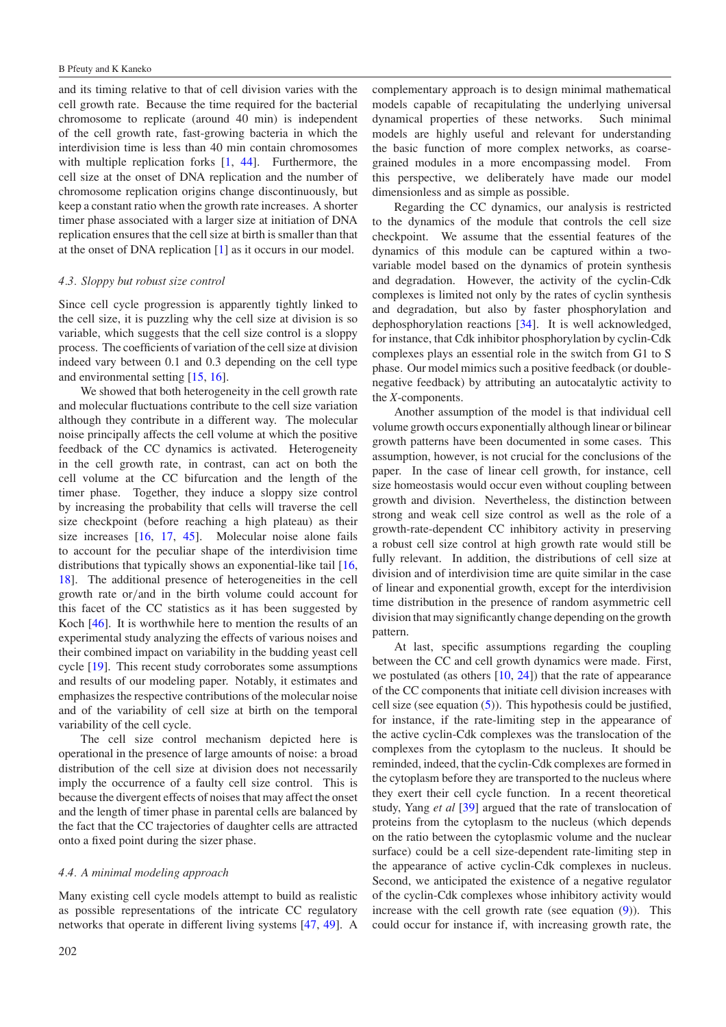and its timing relative to that of cell division varies with the cell growth rate. Because the time required for the bacterial chromosome to replicate (around 40 min) is independent of the cell growth rate, fast-growing bacteria in which the interdivision time is less than 40 min contain chromosomes with multiple replication forks [1, 44]. Furthermore, the cell size at the onset of DNA replication and the number of chromosome replication origins change discontinuously, but keep a constant ratio when the growth rate increases. A shorter timer phase associated with a larger size at initiation of DNA replication ensures that the cell size at birth is smaller than that at the onset of DNA replication [1] as it occurs in our model.

### *4.3. Sloppy but robust size control*

Since cell cycle progression is apparently tightly linked to the cell size, it is puzzling why the cell size at division is so variable, which suggests that the cell size control is a sloppy process. The coefficients of variation of the cell size at division indeed vary between 0.1 and 0.3 depending on the cell type and environmental setting [15, 16].

We showed that both heterogeneity in the cell growth rate and molecular fluctuations contribute to the cell size variation although they contribute in a different way. The molecular noise principally affects the cell volume at which the positive feedback of the CC dynamics is activated. Heterogeneity in the cell growth rate, in contrast, can act on both the cell volume at the CC bifurcation and the length of the timer phase. Together, they induce a sloppy size control by increasing the probability that cells will traverse the cell size checkpoint (before reaching a high plateau) as their size increases [16, 17, 45]. Molecular noise alone fails to account for the peculiar shape of the interdivision time distributions that typically shows an exponential-like tail [16, 18]. The additional presence of heterogeneities in the cell growth rate or/and in the birth volume could account for this facet of the CC statistics as it has been suggested by Koch [46]. It is worthwhile here to mention the results of an experimental study analyzing the effects of various noises and their combined impact on variability in the budding yeast cell cycle [19]. This recent study corroborates some assumptions and results of our modeling paper. Notably, it estimates and emphasizes the respective contributions of the molecular noise and of the variability of cell size at birth on the temporal variability of the cell cycle.

The cell size control mechanism depicted here is operational in the presence of large amounts of noise: a broad distribution of the cell size at division does not necessarily imply the occurrence of a faulty cell size control. This is because the divergent effects of noises that may affect the onset and the length of timer phase in parental cells are balanced by the fact that the CC trajectories of daughter cells are attracted onto a fixed point during the sizer phase.

### *4.4. A minimal modeling approach*

Many existing cell cycle models attempt to build as realistic as possible representations of the intricate CC regulatory networks that operate in different living systems [47, 49]. A complementary approach is to design minimal mathematical models capable of recapitulating the underlying universal dynamical properties of these networks. Such minimal models are highly useful and relevant for understanding the basic function of more complex networks, as coarse-grained modules in a more encompassing model. From this perspective, we deliberately have made our model dimensionless and as simple as possible.

Regarding the CC dynamics, our analysis is restricted to the dynamics of the module that controls the cell size checkpoint. We assume that the essential features of the dynamics of this module can be captured within a two-variable model based on the dynamics of protein synthesis and degradation. However, the activity of the cyclin-Cdk complexes is limited not only by the rates of cyclin synthesis and degradation, but also by faster phosphorylation and dephosphorylation reactions [34]. It is well acknowledged, for instance, that Cdk inhibitor phosphorylation by cyclin-Cdk complexes plays an essential role in the switch from G1 to S phase. Our model mimics such a positive feedback (or double-negative feedback) by attributing an autocatalytic activity to the *X*-components.

Another assumption of the model is that individual cell volume growth occurs exponentially although linear or bilinear growth patterns have been documented in some cases. This assumption, however, is not crucial for the conclusions of the paper. In the case of linear cell growth, for instance, cell size homeostasis would occur even without coupling between growth and division. Nevertheless, the distinction between strong and weak cell size control as well as the role of a growth-rate-dependent CC inhibitory activity in preserving a robust cell size control at high growth rate would still be fully relevant. In addition, the distributions of cell size at division and of interdivision time are quite similar in the case of linear and exponential growth, except for the interdivision time distribution in the presence of random asymmetric cell division that may significantly change depending on the growth pattern.

At last, specific assumptions regarding the coupling between the CC and cell growth dynamics were made. First, we postulated (as others [10, 24]) that the rate of appearance of the CC components that initiate cell division increases with cell size (see equation (5)). This hypothesis could be justified, for instance, if the rate-limiting step in the appearance of the active cyclin-Cdk complexes was the translocation of the complexes from the cytoplasm to the nucleus. It should be reminded, indeed, that the cyclin-Cdk complexes are formed in the cytoplasm before they are transported to the nucleus where they exert their cell cycle function. In a recent theoretical study, Yang *et al* [39] argued that the rate of translocation of proteins from the cytoplasm to the nucleus (which depends on the ratio between the cytoplasmic volume and the nuclear surface) could be a cell size-dependent rate-limiting step in the appearance of active cyclin-Cdk complexes in nucleus. Second, we anticipated the existence of a negative regulator of the cyclin-Cdk complexes whose inhibitory activity would increase with the cell growth rate (see equation (9)). This could occur for instance if, with increasing growth rate, the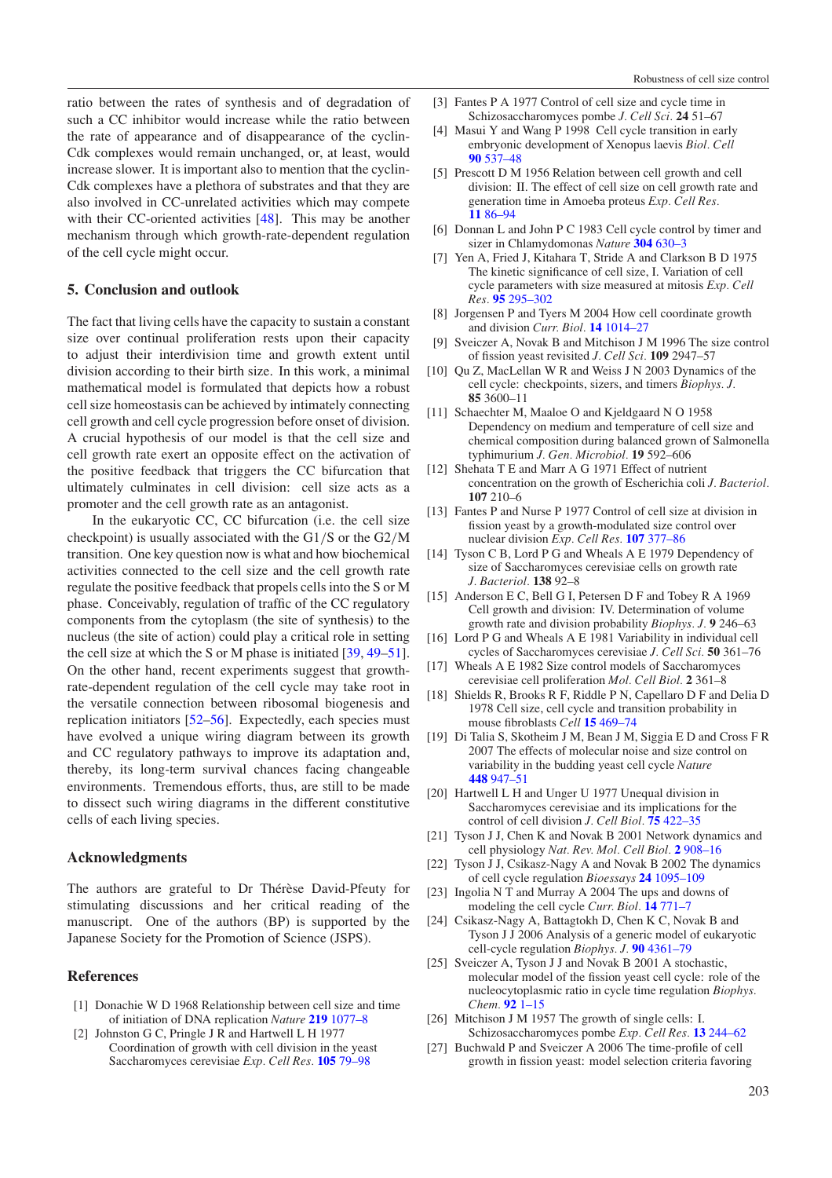ratio between the rates of synthesis and of degradation of such a CC inhibitor would increase while the ratio between the rate of appearance and of disappearance of the cyclin-Cdk complexes would remain unchanged, or, at least, would increase slower. It is important also to mention that the cyclin-Cdk complexes have a plethora of substrates and that they are also involved in CC-unrelated activities which may compete with their CC-oriented activities [48]. This may be another mechanism through which growth-rate-dependent regulation of the cell cycle might occur.

## 5. Conclusion and outlook

The fact that living cells have the capacity to sustain a constant size over continual proliferation rests upon their capacity to adjust their interdivision time and growth extent until division according to their birth size. In this work, a minimal mathematical model is formulated that depicts how a robust cell size homeostasis can be achieved by intimately connecting cell growth and cell cycle progression before onset of division. A crucial hypothesis of our model is that the cell size and cell growth rate exert an opposite effect on the activation of the positive feedback that triggers the CC bifurcation that ultimately culminates in cell division: cell size acts as a promoter and the cell growth rate as an antagonist.

In the eukaryotic CC, CC bifurcation (i.e. the cell size checkpoint) is usually associated with the G1/S or the G2/M transition. One key question now is what and how biochemical activities connected to the cell size and the cell growth rate regulate the positive feedback that propels cells into the S or M phase. Conceivably, regulation of traffic of the CC regulatory components from the cytoplasm (the site of synthesis) to the nucleus (the site of action) could play a critical role in setting the cell size at which the S or M phase is initiated [39, 49–51]. On the other hand, recent experiments suggest that growth-rate-dependent regulation of the cell cycle may take root in the versatile connection between ribosomal biogenesis and replication initiators [52–56]. Expectedly, each species must have evolved a unique wiring diagram between its growth and CC regulatory pathways to improve its adaptation and, thereby, its long-term survival chances facing changeable environments. Tremendous efforts, thus, are still to be made to dissect such wiring diagrams in the different constitutive cells of each living species.

## Acknowledgments

The authors are grateful to Dr Thérèse David-Pfeuty for stimulating discussions and her critical reading of the manuscript. One of the authors (BP) is supported by the Japanese Society for the Promotion of Science (JSPS).

## References

[1] Donachie W D 1968 Relationship between cell size and time of initiation of DNA replication *Nature* **219** 1077–8

[2] Johnston G C, Pringle J R and Hartwell L H 1977 Coordination of growth with cell division in the yeast Saccharomyces cerevisiae *Exp. Cell Res.* **105** 79–98

[3] Fantes P A 1977 Control of cell size and cycle time in Schizosaccharomyces pombe *J. Cell Sci.* **24** 51–67

[4] Masui Y and Wang P 1998 Cell cycle transition in early embryonic development of Xenopus laevis *Biol. Cell* **90** 537–48

[5] Prescott D M 1956 Relation between cell growth and cell division: II. The effect of cell size on cell growth rate and generation time in Amoeba proteus *Exp. Cell Res.* **11** 86–94

[6] Donnan L and John P C 1983 Cell cycle control by timer and sizer in Chlamydomonas *Nature* **304** 630–3

[7] Yen A, Fried J, Kitahara T, Stride A and Clarkson B D 1975 The kinetic significance of cell size, I. Variation of cell cycle parameters with size measured at mitosis *Exp. Cell Res.* **95** 295–302

[8] Jorgensen P and Tyers M 2004 How cell coordinate growth and division *Curr. Biol.* **14** 1014–27

[9] Sveiczer A, Novak B and Mitchison J M 1996 The size control of fission yeast revisited *J. Cell Sci.* **109** 2947–57

[10] Qu Z, MacLellan W R and Weiss J N 2003 Dynamics of the cell cycle: checkpoints, sizers, and timers *Biophys. J.* **85** 3600–11

[11] Schaechter M, Maaloe O and Kjeldgaard N O 1958 Dependency on medium and temperature of cell size and chemical composition during balanced grown of Salmonella typhimurium *J. Gen. Microbiol.* **19** 592–606

[12] Shehata T E and Marr A G 1971 Effect of nutrient concentration on the growth of Escherichia coli *J. Bacteriol.* **107** 210–6

[13] Fantes P and Nurse P 1977 Control of cell size at division in fission yeast by a growth-modulated size control over nuclear division *Exp. Cell Res.* **107** 377–86

[14] Tyson C B, Lord P G and Wheals A E 1979 Dependency of size of Saccharomyces cerevisiae cells on growth rate *J. Bacteriol.* **138** 92–8

[15] Anderson E C, Bell G I, Petersen D F and Tobey R A 1969 Cell growth and division: IV. Determination of volume growth rate and division probability *Biophys. J.* **9** 246–63

[16] Lord P G and Wheals A E 1981 Variability in individual cell cycles of Saccharomyces cerevisiae *J. Cell Sci.* **50** 361–76

[17] Wheals A E 1982 Size control models of Saccharomyces cerevisiae cell proliferation *Mol. Cell Biol.* **2** 361–8

[18] Shields R, Brooks R F, Riddle P N, Capellaro D F and Delia D 1978 Cell size, cell cycle and transition probability in mouse fibroblasts *Cell* **15** 469–74

[19] Di Talia S, Skotheim J M, Bean J M, Siggia E D and Cross F R 2007 The effects of molecular noise and size control on variability in the budding yeast cell cycle *Nature* **448** 947–51

[20] Hartwell L H and Unger U 1977 Unequal division in Saccharomyces cerevisiae and its implications for the control of cell division *J. Cell Biol.* **75** 422–35

[21] Tyson J J, Chen K and Novak B 2001 Network dynamics and cell physiology *Nat. Rev. Mol. Cell Biol.* **2** 908–16

[22] Tyson J J, Csikasz-Nagy A and Novak B 2002 The dynamics of cell cycle regulation *Bioessays* **24** 1095–109

[23] Ingolia N T and Murray A 2004 The ups and downs of modeling the cell cycle *Curr. Biol.* **14** 771–7

[24] Csikasz-Nagy A, Battagtokh D, Chen K C, Novak B and Tyson J J 2006 Analysis of a generic model of eukaryotic cell-cycle regulation *Biophys. J.* **90** 4361–79

[25] Sveiczer A, Tyson J J and Novak B 2001 A stochastic, molecular model of the fission yeast cell cycle: role of the nucleocytoplasmic ratio in cycle time regulation *Biophys. Chem.* **92** 1–15

[26] Mitchison J M 1957 The growth of single cells: I. Schizosaccharomyces pombe *Exp. Cell Res.* **13** 244–62

[27] Buchwald P and Sveiczer A 2006 The time-profile of cell growth in fission yeast: model selection criteria favoring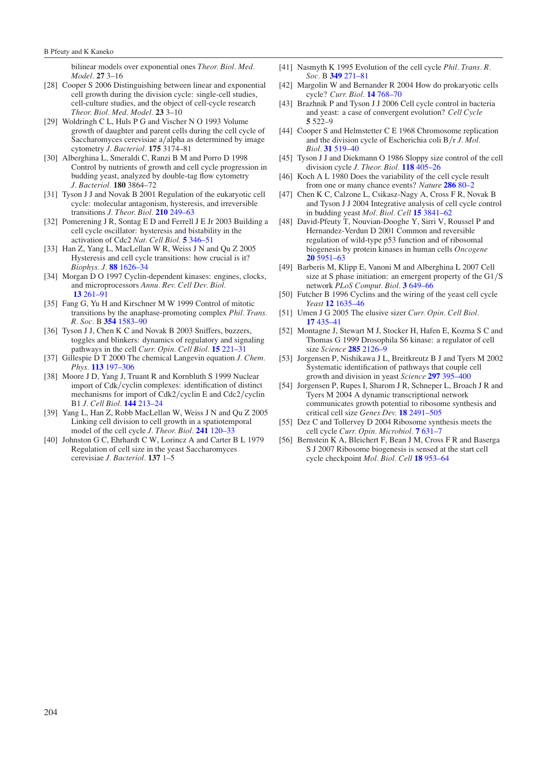bilinear models over exponential ones *Theor. Biol. Med. Model.* **27** 3–16

[28] Cooper S 2006 Distinguishing between linear and exponential cell growth during the division cycle: single-cell studies, cell-culture studies, and the object of cell-cycle research *Theor. Biol. Med. Model.* **23** 3–10

[29] Woldringh C L, Huls P G and Vischer N O 1993 Volume growth of daughter and parent cells during the cell cycle of Saccharomyces cerevisiae a/alpha as determined by image cytometry *J. Bacteriol.* **175** 3174–81

[30] Alberghina L, Smeraldi C, Ranzi B M and Porro D 1998 Control by nutrients of growth and cell cycle progression in budding yeast, analyzed by double-tag flow cytometry *J. Bacteriol.* **180** 3864–72

[31] Tyson J J and Novak B 2001 Regulation of the eukaryotic cell cycle: molecular antagonism, hysteresis, and irreversible transitions *J. Theor. Biol.* **210** 249–63

[32] Pomerening J R, Sontag E D and Ferrell J E Jr 2003 Building a cell cycle oscillator: hysteresis and bistability in the activation of Cdc2 *Nat. Cell Biol.* **5** 346–51

[33] Han Z, Yang L, MacLellan W R, Weiss J N and Qu Z 2005 Hysteresis and cell cycle transitions: how crucial is it? *Biophys. J.* **88** 1626–34

[34] Morgan D O 1997 Cyclin-dependent kinases: engines, clocks, and microprocessors *Annu. Rev. Cell Dev. Biol.* **13** 261–91

[35] Fang G, Yu H and Kirschner M W 1999 Control of mitotic transitions by the anaphase-promoting complex *Phil. Trans. R. Soc.* B **354** 1583–90

[36] Tyson J J, Chen K C and Novak B 2003 Sniffers, buzzers, toggles and blinkers: dynamics of regulatory and signaling pathways in the cell *Curr. Opin. Cell Biol.* **15** 221–31

[37] Gillespie D T 2000 The chemical Langevin equation *J. Chem. Phys.* **113** 197–306

[38] Moore J D, Yang J, Truant R and Kornbluth S 1999 Nuclear import of Cdk/cyclin complexes: identification of distinct mechanisms for import of Cdk2/cyclin E and Cdc2/cyclin B1 *J. Cell Biol.* **144** 213–24

[39] Yang L, Han Z, Robb MacLellan W, Weiss J N and Qu Z 2005 Linking cell division to cell growth in a spatiotemporal model of the cell cycle *J. Theor. Biol.* **241** 120–33

[40] Johnston G C, Ehrhardt C W, Lorincz A and Carter B L 1979 Regulation of cell size in the yeast Saccharomyces cerevisiae *J. Bacteriol.* **137** 1–5

[41] Nasmyth K 1995 Evolution of the cell cycle *Phil. Trans. R. Soc.* B **349** 271–81

[42] Margolin W and Bernander R 2004 How do prokaryotic cells cycle? *Curr. Biol.* **14** 768–70

[43] Brazhnik P and Tyson J J 2006 Cell cycle control in bacteria and yeast: a case of convergent evolution? *Cell Cycle* **5** 522–9

[44] Cooper S and Helmstetter C E 1968 Chromosome replication and the division cycle of Escherichia coli B/r *J. Mol. Biol.* **31** 519–40

[45] Tyson J J and Diekmann O 1986 Sloppy size control of the cell division cycle *J. Theor. Biol.* **118** 405–26

[46] Koch A L 1980 Does the variability of the cell cycle result from one or many chance events? *Nature* **286** 80–2

[47] Chen K C, Calzone L, Csikasz-Nagy A, Cross F R, Novak B and Tyson J J 2004 Integrative analysis of cell cycle control in budding yeast *Mol. Biol. Cell* **15** 3841–62

[48] David-Pfeuty T, Nouvian-Dooghe Y, Sirri V, Roussel P and Hernandez-Verdun D 2001 Common and reversible regulation of wild-type p53 function and of ribosomal biogenesis by protein kinases in human cells *Oncogene* **20** 5951–63

[49] Barberis M, Klipp E, Vanoni M and Alberghina L 2007 Cell size at S phase initiation: an emergent property of the G1/S network *PLoS Comput. Biol.* **3** 649–66

[50] Futcher B 1996 Cyclins and the wiring of the yeast cell cycle *Yeast* **12** 1635–46

[51] Umen J G 2005 The elusive sizer *Curr. Opin. Cell Biol.* **17** 435–41

[52] Montagne J, Stewart M J, Stocker H, Hafen E, Kozma S C and Thomas G 1999 Drosophila S6 kinase: a regulator of cell size *Science* **285** 2126–9

[53] Jorgensen P, Nishikawa J L, Breitkreutz B J and Tyers M 2002 Systematic identification of pathways that couple cell growth and division in yeast *Science* **297** 395–400

[54] Jorgensen P, Rupes I, Sharom J R, Schneper L, Broach J R and Tyers M 2004 A dynamic transcriptional network communicates growth potential to ribosome synthesis and critical cell size *Genes Dev.* **18** 2491–505

[55] Dez C and Tollervey D 2004 Ribosome synthesis meets the cell cycle *Curr. Opin. Microbiol.* **7** 631–7

[56] Bernstein K A, Bleichert F, Bean J M, Cross F R and Baserga S J 2007 Ribosome biogenesis is sensed at the start cell cycle checkpoint *Mol. Biol. Cell* **18** 953–64